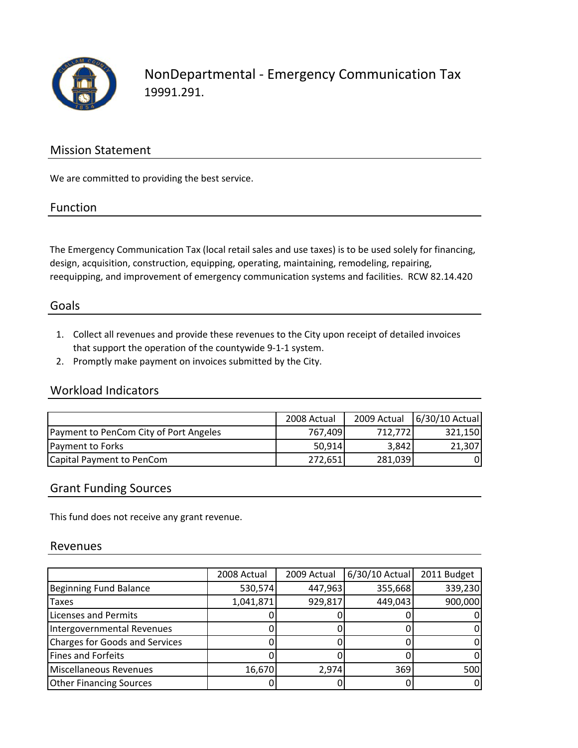# NonDepartmental - Emergency Communication Tax

19991.291.

## Mission Statement

We are committed to providing the best service.

## Function

The Emergency Communication Tax (local retail sales and use taxes) is to be used solely for financing, design, acquisition, construction, equipping, operating, maintaining, remodeling, repairing, reequipping, and improvement of emergency communication systems and facilities. RCW 82.14.420

## Goals

1. Collect all revenues and provide these revenues to the City upon receipt of detailed invoices that support the operation of the countywide 9-1-1 system.
2. Promptly make payment on invoices submitted by the City.

## Workload Indicators

| | 2008 Actual | 2009 Actual | 6/30/10 Actual |
|---|---|---|---|
| Payment to PenCom City of Port Angeles | 767,409 | 712,772 | 321,150 |
| Payment to Forks | 50,914 | 3,842 | 21,307 |
| Capital Payment to PenCom | 272,651 | 281,039 | 0 |

## Grant Funding Sources

This fund does not receive any grant revenue.

## Revenues

| | 2008 Actual | 2009 Actual | 6/30/10 Actual | 2011 Budget |
|---|---|---|---|---|
| Beginning Fund Balance | 530,574 | 447,963 | 355,668 | 339,230 |
| Taxes | 1,041,871 | 929,817 | 449,043 | 900,000 |
| Licenses and Permits | 0 | 0 | 0 | 0 |
| Intergovernmental Revenues | 0 | 0 | 0 | 0 |
| Charges for Goods and Services | 0 | 0 | 0 | 0 |
| Fines and Forfeits | 0 | 0 | 0 | 0 |
| Miscellaneous Revenues | 16,670 | 2,974 | 369 | 500 |
| Other Financing Sources | 0 | 0 | 0 | 0 |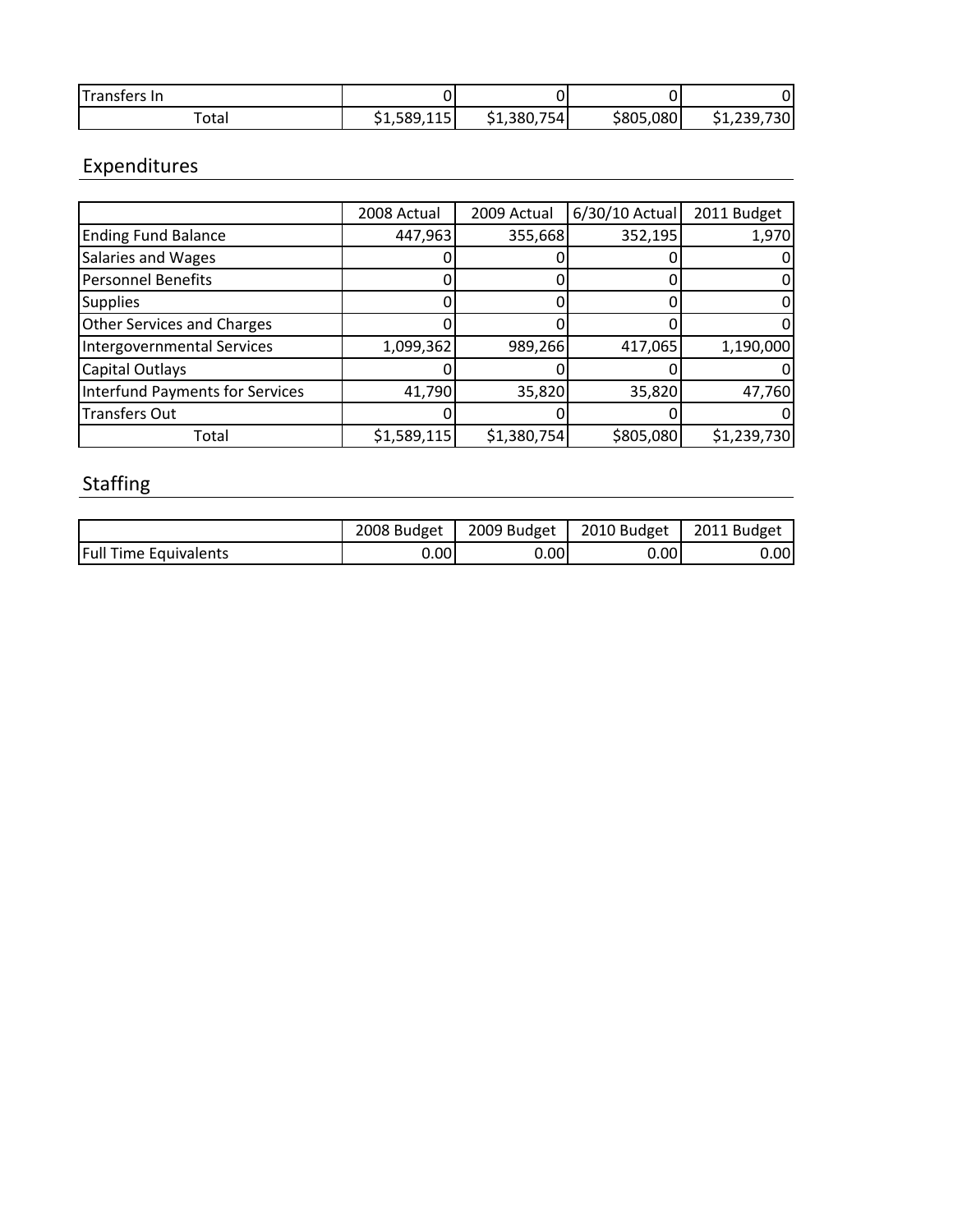| | | | | |
|---|---|---|---|---|
| Transfers In | 0 | 0 | 0 | 0 |
| Total | $1,589,115 | $1,380,754 | $805,080 | $1,239,730 |

## Expenditures

| | 2008 Actual | 2009 Actual | 6/30/10 Actual | 2011 Budget |
|---|---|---|---|---|
| Ending Fund Balance | 447,963 | 355,668 | 352,195 | 1,970 |
| Salaries and Wages | 0 | 0 | 0 | 0 |
| Personnel Benefits | 0 | 0 | 0 | 0 |
| Supplies | 0 | 0 | 0 | 0 |
| Other Services and Charges | 0 | 0 | 0 | 0 |
| Intergovernmental Services | 1,099,362 | 989,266 | 417,065 | 1,190,000 |
| Capital Outlays | 0 | 0 | 0 | 0 |
| Interfund Payments for Services | 41,790 | 35,820 | 35,820 | 47,760 |
| Transfers Out | 0 | 0 | 0 | 0 |
| Total | $1,589,115 | $1,380,754 | $805,080 | $1,239,730 |

## Staffing

| | 2008 Budget | 2009 Budget | 2010 Budget | 2011 Budget |
|---|---|---|---|---|
| Full Time Equivalents | 0.00 | 0.00 | 0.00 | 0.00 |